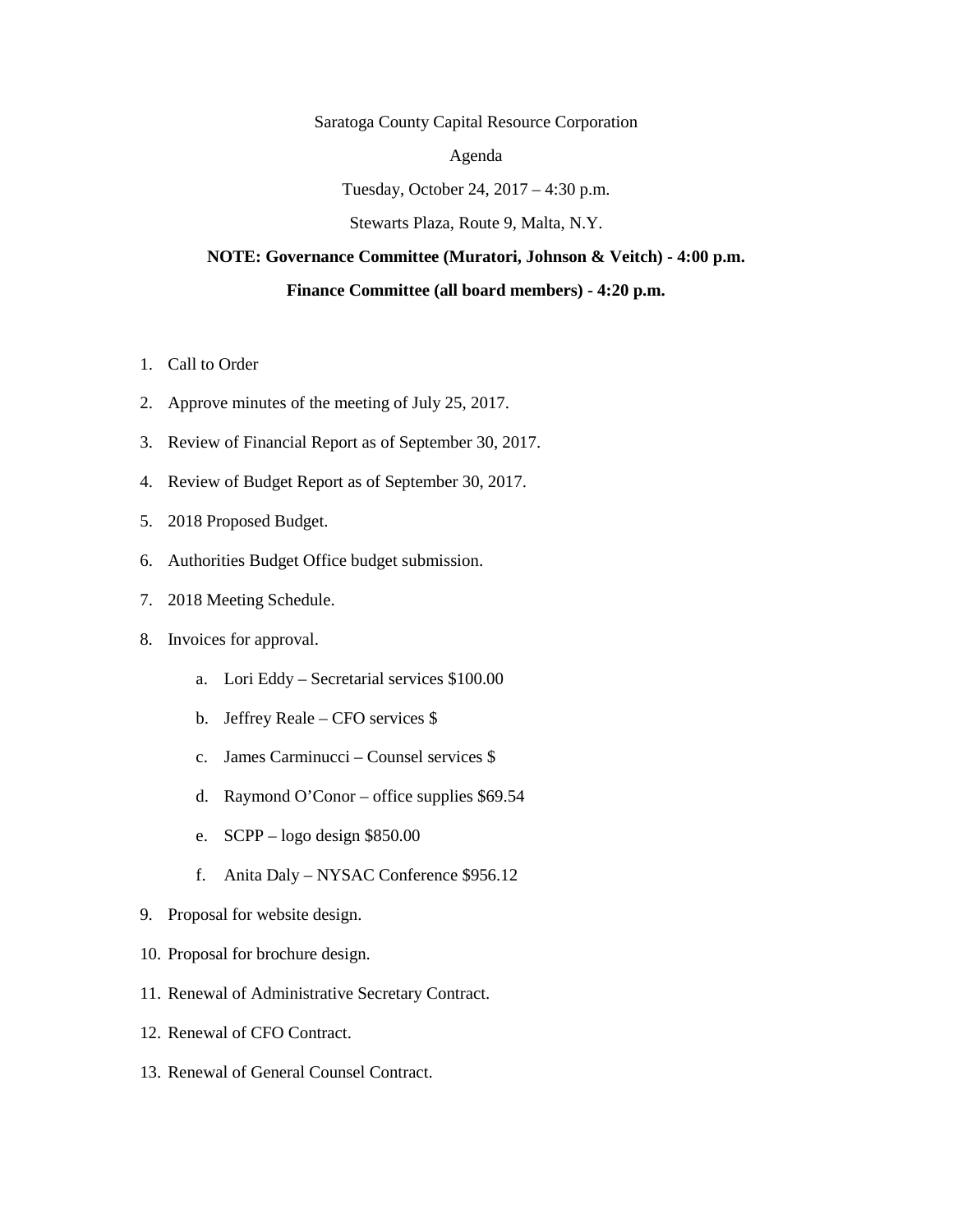Saratoga County Capital Resource Corporation

Agenda

Tuesday, October 24, 2017 – 4:30 p.m.

Stewarts Plaza, Route 9, Malta, N.Y.

**NOTE: Governance Committee (Muratori, Johnson & Veitch) - 4:00 p.m.**

**Finance Committee (all board members) - 4:20 p.m.**

1. Call to Order
2. Approve minutes of the meeting of July 25, 2017.
3. Review of Financial Report as of September 30, 2017.
4. Review of Budget Report as of September 30, 2017.
5. 2018 Proposed Budget.
6. Authorities Budget Office budget submission.
7. 2018 Meeting Schedule.
8. Invoices for approval.
    a. Lori Eddy – Secretarial services $100.00
    b. Jeffrey Reale – CFO services $
    c. James Carminucci – Counsel services $
    d. Raymond O'Conor – office supplies $69.54
    e. SCPP – logo design $850.00
    f. Anita Daly – NYSAC Conference $956.12
9. Proposal for website design.
10. Proposal for brochure design.
11. Renewal of Administrative Secretary Contract.
12. Renewal of CFO Contract.
13. Renewal of General Counsel Contract.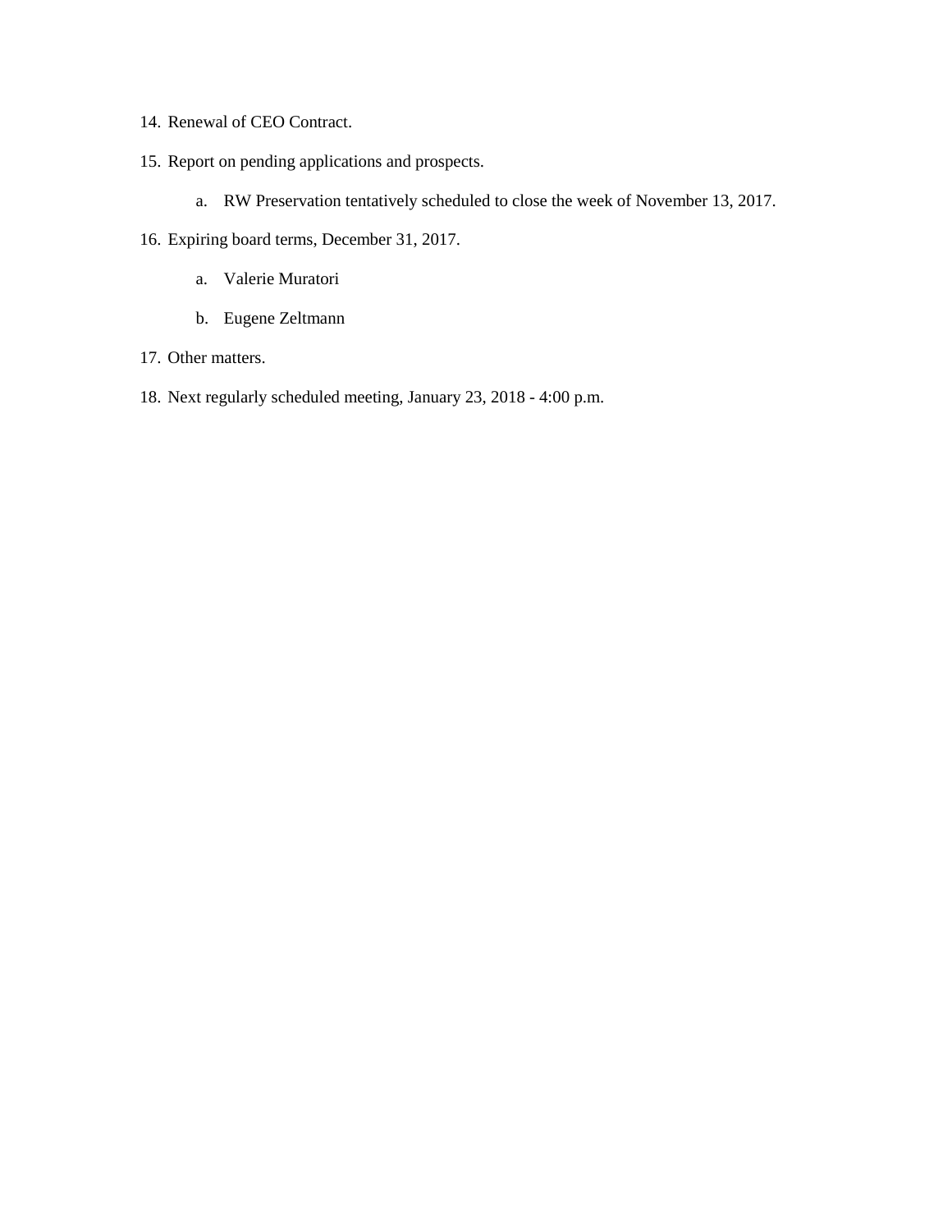14. Renewal of CEO Contract.

15. Report on pending applications and prospects.

    a. RW Preservation tentatively scheduled to close the week of November 13, 2017.

16. Expiring board terms, December 31, 2017.

    a. Valerie Muratori

    b. Eugene Zeltmann

17. Other matters.

18. Next regularly scheduled meeting, January 23, 2018 - 4:00 p.m.